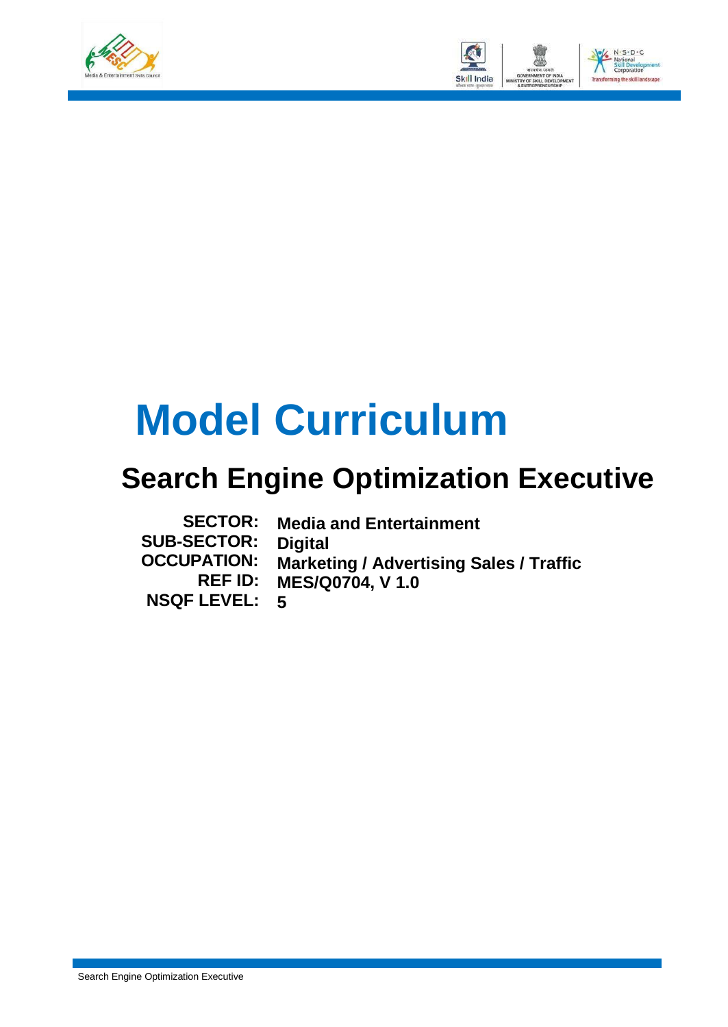# Model Curriculum

## Search Engine Optimization Executive

| | |
|---|---|
| **SECTOR:** | **Media and Entertainment** |
| **SUB-SECTOR:** | **Digital** |
| **OCCUPATION:** | **Marketing / Advertising Sales / Traffic** |
| **REF ID:** | **MES/Q0704, V 1.0** |
| **NSQF LEVEL:** | **5** |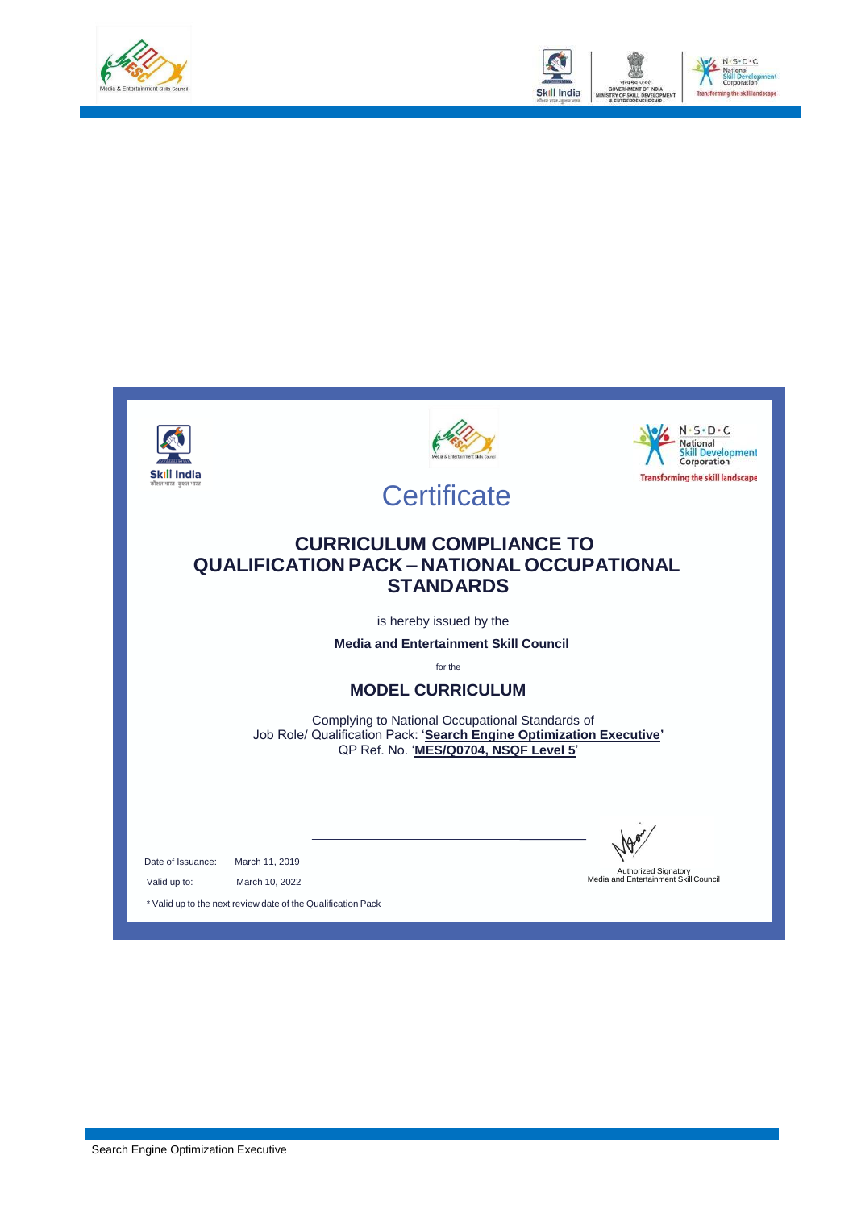# Certificate

## CURRICULUM COMPLIANCE TO QUALIFICATION PACK – NATIONAL OCCUPATIONAL STANDARDS

is hereby issued by the

**Media and Entertainment Skill Council**

for the

## MODEL CURRICULUM

Complying to National Occupational Standards of
Job Role/ Qualification Pack: '**Search Engine Optimization Executive**'
QP Ref. No. '**MES/Q0704, NSQF Level 5**'

Date of Issuance: March 11, 2019

Valid up to: March 10, 2022

\* Valid up to the next review date of the Qualification Pack

Authorized Signatory
Media and Entertainment Skill Council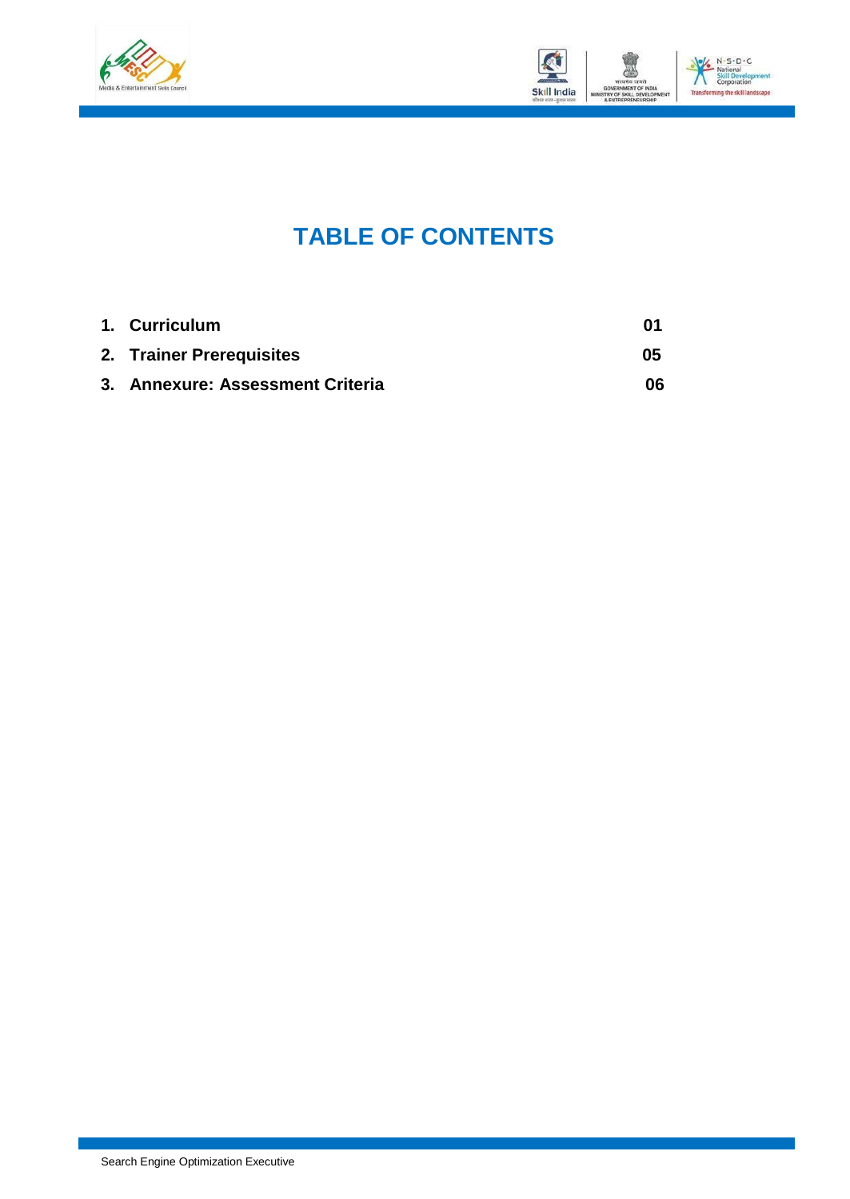# TABLE OF CONTENTS

| | | |
|---|---|---|
| 1. | **Curriculum** | **01** |
| 2. | **Trainer Prerequisites** | **05** |
| 3. | **Annexure: Assessment Criteria** | **06** |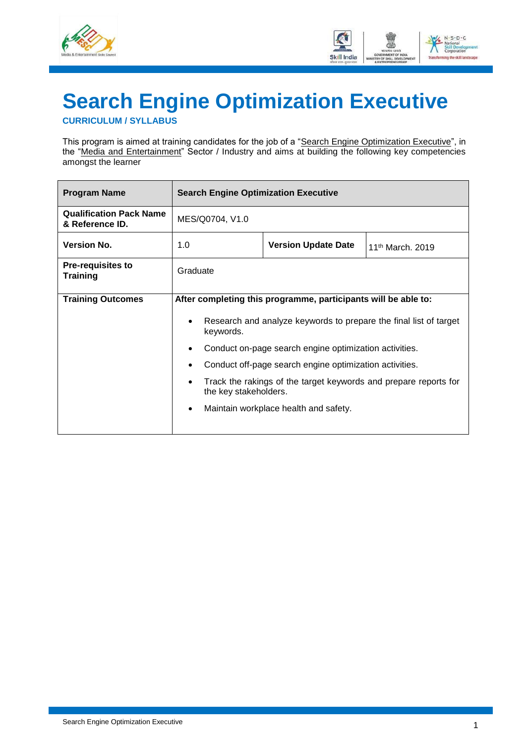# Search Engine Optimization Executive

**CURRICULUM / SYLLABUS**

This program is aimed at training candidates for the job of a "Search Engine Optimization Executive", in the "Media and Entertainment" Sector / Industry and aims at building the following key competencies amongst the learner

| **Program Name** | **Search Engine Optimization Executive** | | |
|---|---|---|---|
| **Qualification Pack Name & Reference ID.** | MES/Q0704, V1.0 | | |
| **Version No.** | 1.0 | **Version Update Date** | 11th March. 2019 |
| **Pre-requisites to Training** | Graduate | | |
| **Training Outcomes** | **After completing this programme, participants will be able to:**<br>• Research and analyze keywords to prepare the final list of target keywords.<br>• Conduct on-page search engine optimization activities.<br>• Conduct off-page search engine optimization activities.<br>• Track the rakings of the target keywords and prepare reports for the key stakeholders.<br>• Maintain workplace health and safety. | | |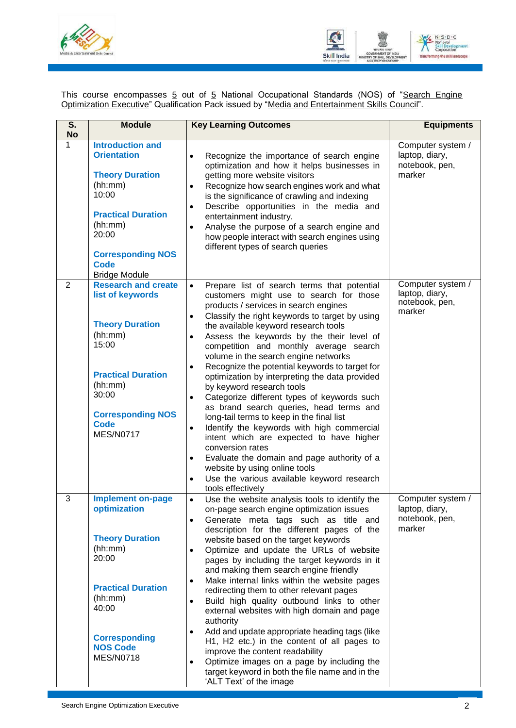This course encompasses 5 out of 5 National Occupational Standards (NOS) of "Search Engine Optimization Executive" Qualification Pack issued by "Media and Entertainment Skills Council".

| S. No | Module | Key Learning Outcomes | Equipments |
|---|---|---|---|
| 1 | **Introduction and Orientation**<br><br>**Theory Duration** (hh:mm)<br>10:00<br><br>**Practical Duration** (hh:mm)<br>20:00<br><br>**Corresponding NOS Code**<br>Bridge Module | • Recognize the importance of search engine optimization and how it helps businesses in getting more website visitors<br>• Recognize how search engines work and what is the significance of crawling and indexing<br>• Describe opportunities in the media and entertainment industry.<br>• Analyse the purpose of a search engine and how people interact with search engines using different types of search queries | Computer system / laptop, diary, notebook, pen, marker |
| 2 | **Research and create list of keywords**<br><br>**Theory Duration** (hh:mm)<br>15:00<br><br>**Practical Duration** (hh:mm)<br>30:00<br><br>**Corresponding NOS Code**<br>MES/N0717 | • Prepare list of search terms that potential customers might use to search for those products / services in search engines<br>• Classify the right keywords to target by using the available keyword research tools<br>• Assess the keywords by the their level of competition and monthly average search volume in the search engine networks<br>• Recognize the potential keywords to target for optimization by interpreting the data provided by keyword research tools<br>• Categorize different types of keywords such as brand search queries, head terms and long-tail terms to keep in the final list<br>• Identify the keywords with high commercial intent which are expected to have higher conversion rates<br>• Evaluate the domain and page authority of a website by using online tools<br>• Use the various available keyword research tools effectively | Computer system / laptop, diary, notebook, pen, marker |
| 3 | **Implement on-page optimization**<br><br>**Theory Duration** (hh:mm)<br>20:00<br><br>**Practical Duration** (hh:mm)<br>40:00<br><br>**Corresponding NOS Code**<br>MES/N0718 | • Use the website analysis tools to identify the on-page search engine optimization issues<br>• Generate meta tags such as title and description for the different pages of the website based on the target keywords<br>• Optimize and update the URLs of website pages by including the target keywords in it and making them search engine friendly<br>• Make internal links within the website pages redirecting them to other relevant pages<br>• Build high quality outbound links to other external websites with high domain and page authority<br>• Add and update appropriate heading tags (like H1, H2 etc.) in the content of all pages to improve the content readability<br>• Optimize images on a page by including the target keyword in both the file name and in the 'ALT Text' of the image | Computer system / laptop, diary, notebook, pen, marker |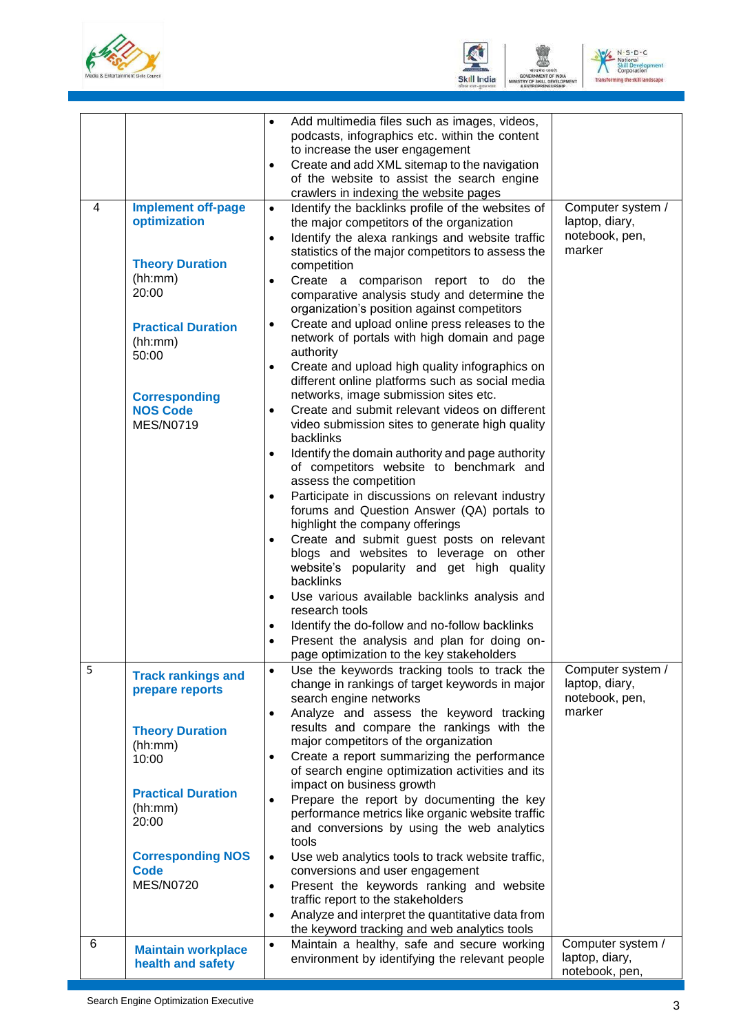| | | | |
|---|---|---|---|
| | | • Add multimedia files such as images, videos, podcasts, infographics etc. within the content to increase the user engagement<br>• Create and add XML sitemap to the navigation of the website to assist the search engine crawlers in indexing the website pages | |
| 4 | **Implement off-page optimization**<br><br>**Theory Duration** (hh:mm)<br>20:00<br><br>**Practical Duration** (hh:mm)<br>50:00<br><br>**Corresponding NOS Code**<br>MES/N0719 | • Identify the backlinks profile of the websites of the major competitors of the organization<br>• Identify the alexa rankings and website traffic statistics of the major competitors to assess the competition<br>• Create a comparison report to do the comparative analysis study and determine the organization's position against competitors<br>• Create and upload online press releases to the network of portals with high domain and page authority<br>• Create and upload high quality infographics on different online platforms such as social media networks, image submission sites etc.<br>• Create and submit relevant videos on different video submission sites to generate high quality backlinks<br>• Identify the domain authority and page authority of competitors website to benchmark and assess the competition<br>• Participate in discussions on relevant industry forums and Question Answer (QA) portals to highlight the company offerings<br>• Create and submit guest posts on relevant blogs and websites to leverage on other website's popularity and get high quality backlinks<br>• Use various available backlinks analysis and research tools<br>• Identify the do-follow and no-follow backlinks<br>• Present the analysis and plan for doing on-page optimization to the key stakeholders | Computer system / laptop, diary, notebook, pen, marker |
| 5 | **Track rankings and prepare reports**<br><br>**Theory Duration** (hh:mm)<br>10:00<br><br>**Practical Duration** (hh:mm)<br>20:00<br><br>**Corresponding NOS Code**<br>MES/N0720 | • Use the keywords tracking tools to track the change in rankings of target keywords in major search engine networks<br>• Analyze and assess the keyword tracking results and compare the rankings with the major competitors of the organization<br>• Create a report summarizing the performance of search engine optimization activities and its impact on business growth<br>• Prepare the report by documenting the key performance metrics like organic website traffic and conversions by using the web analytics tools<br>• Use web analytics tools to track website traffic, conversions and user engagement<br>• Present the keywords ranking and website traffic report to the stakeholders<br>• Analyze and interpret the quantitative data from the keyword tracking and web analytics tools | Computer system / laptop, diary, notebook, pen, marker |
| 6 | **Maintain workplace health and safety** | • Maintain a healthy, safe and secure working environment by identifying the relevant people | Computer system / laptop, diary, notebook, pen, |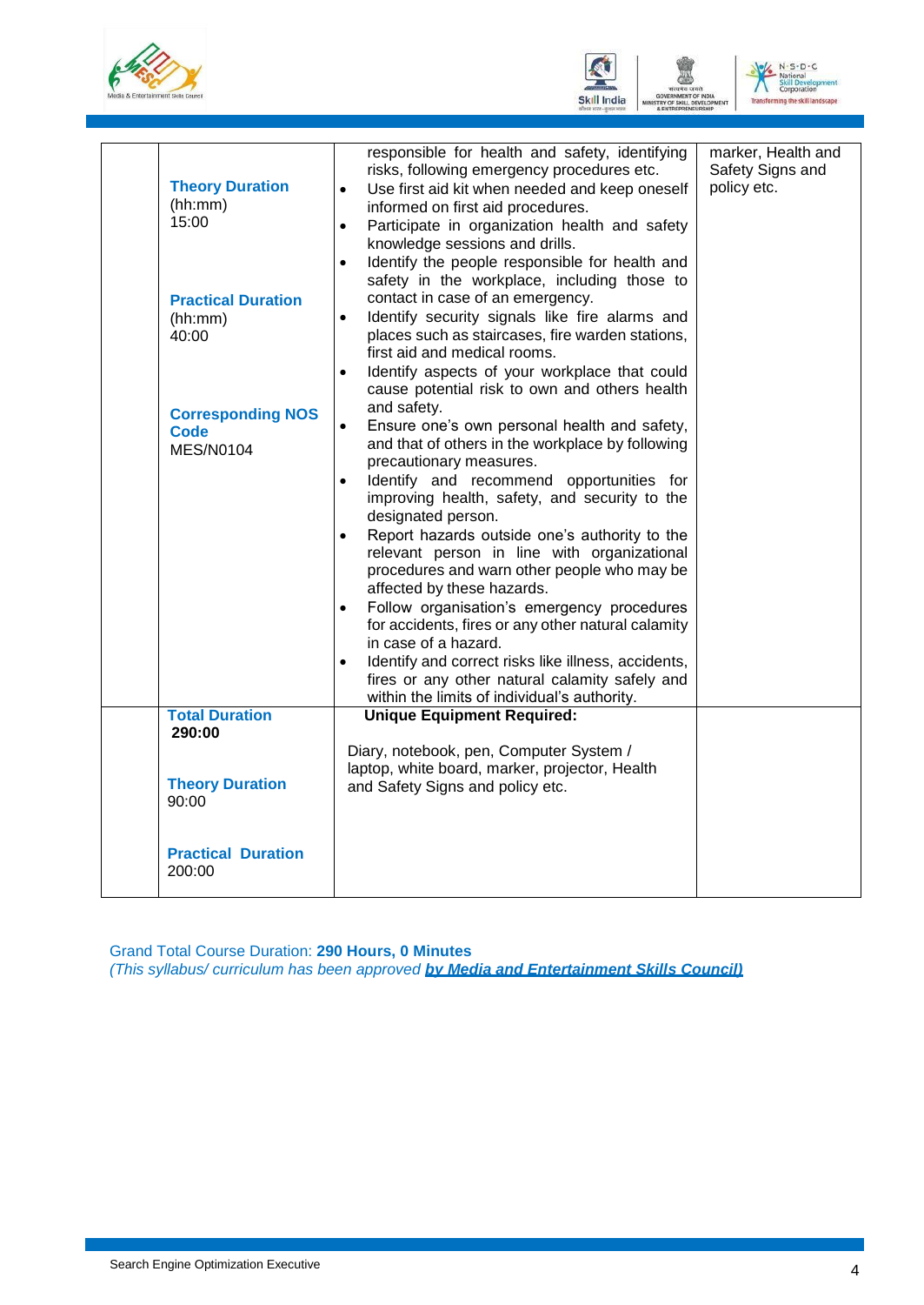| | | | |
|---|---|---|---|
| | **Theory Duration** (hh:mm) 15:00<br><br>**Practical Duration** (hh:mm) 40:00<br><br>**Corresponding NOS Code** MES/N0104 | responsible for health and safety, identifying risks, following emergency procedures etc.<br>• Use first aid kit when needed and keep oneself informed on first aid procedures.<br>• Participate in organization health and safety knowledge sessions and drills.<br>• Identify the people responsible for health and safety in the workplace, including those to contact in case of an emergency.<br>• Identify security signals like fire alarms and places such as staircases, fire warden stations, first aid and medical rooms.<br>• Identify aspects of your workplace that could cause potential risk to own and others health and safety.<br>• Ensure one's own personal health and safety, and that of others in the workplace by following precautionary measures.<br>• Identify and recommend opportunities for improving health, safety, and security to the designated person.<br>• Report hazards outside one's authority to the relevant person in line with organizational procedures and warn other people who may be affected by these hazards.<br>• Follow organisation's emergency procedures for accidents, fires or any other natural calamity in case of a hazard.<br>• Identify and correct risks like illness, accidents, fires or any other natural calamity safely and within the limits of individual's authority. | marker, Health and Safety Signs and policy etc. |
| | **Total Duration** **290:00**<br><br>**Theory Duration** 90:00<br><br>**Practical Duration** 200:00 | **Unique Equipment Required:**<br><br>Diary, notebook, pen, Computer System / laptop, white board, marker, projector, Health and Safety Signs and policy etc. | |

Grand Total Course Duration: **290 Hours, 0 Minutes**

*(This syllabus/ curriculum has been approved **by Media and Entertainment Skills Council)***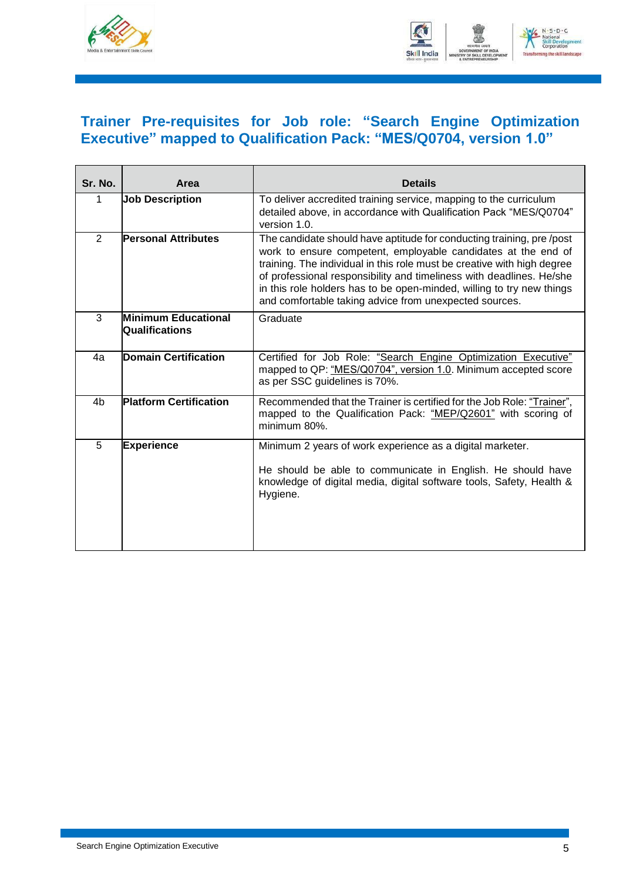## Trainer Pre-requisites for Job role: "Search Engine Optimization Executive" mapped to Qualification Pack: "MES/Q0704, version 1.0"

| Sr. No. | Area | Details |
|---|---|---|
| 1 | **Job Description** | To deliver accredited training service, mapping to the curriculum detailed above, in accordance with Qualification Pack "MES/Q0704" version 1.0. |
| 2 | **Personal Attributes** | The candidate should have aptitude for conducting training, pre /post work to ensure competent, employable candidates at the end of training. The individual in this role must be creative with high degree of professional responsibility and timeliness with deadlines. He/she in this role holders has to be open-minded, willing to try new things and comfortable taking advice from unexpected sources. |
| 3 | **Minimum Educational Qualifications** | Graduate |
| 4a | **Domain Certification** | Certified for Job Role: "Search Engine Optimization Executive" mapped to QP: "MES/Q0704", version 1.0. Minimum accepted score as per SSC guidelines is 70%. |
| 4b | **Platform Certification** | Recommended that the Trainer is certified for the Job Role: "Trainer", mapped to the Qualification Pack: "MEP/Q2601" with scoring of minimum 80%. |
| 5 | **Experience** | Minimum 2 years of work experience as a digital marketer.<br><br>He should be able to communicate in English. He should have knowledge of digital media, digital software tools, Safety, Health & Hygiene. |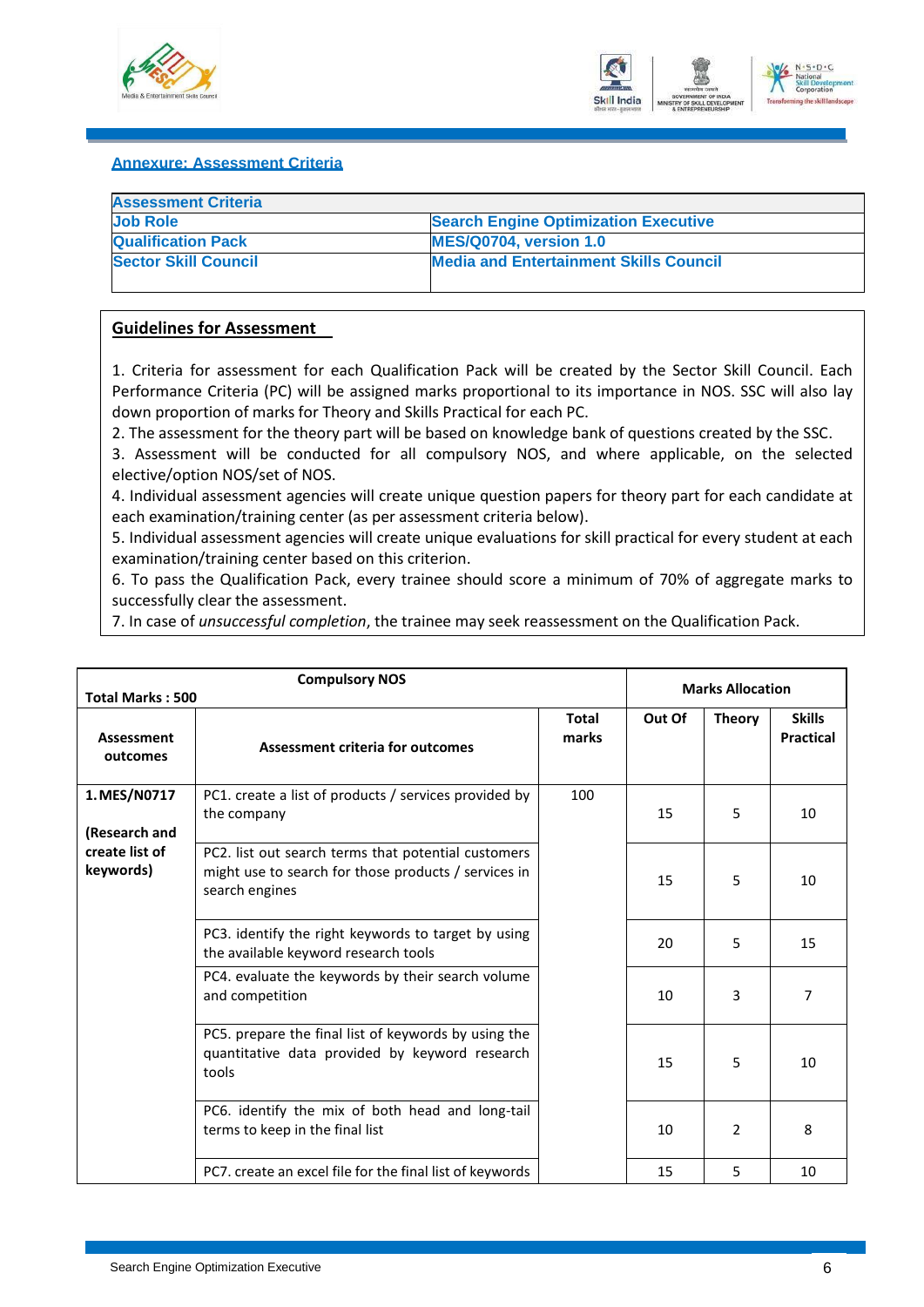## Annexure: Assessment Criteria

| Assessment Criteria | |
|---|---|
| **Job Role** | **Search Engine Optimization Executive** |
| **Qualification Pack** | **MES/Q0704, version 1.0** |
| **Sector Skill Council** | **Media and Entertainment Skills Council** |

### Guidelines for Assessment

1. Criteria for assessment for each Qualification Pack will be created by the Sector Skill Council. Each Performance Criteria (PC) will be assigned marks proportional to its importance in NOS. SSC will also lay down proportion of marks for Theory and Skills Practical for each PC.
2. The assessment for the theory part will be based on knowledge bank of questions created by the SSC.
3. Assessment will be conducted for all compulsory NOS, and where applicable, on the selected elective/option NOS/set of NOS.
4. Individual assessment agencies will create unique question papers for theory part for each candidate at each examination/training center (as per assessment criteria below).
5. Individual assessment agencies will create unique evaluations for skill practical for every student at each examination/training center based on this criterion.
6. To pass the Qualification Pack, every trainee should score a minimum of 70% of aggregate marks to successfully clear the assessment.
7. In case of *unsuccessful completion*, the trainee may seek reassessment on the Qualification Pack.

| **Total Marks : 500** | **Compulsory NOS** | | **Marks Allocation** | | |
|---|---|---|---|---|---|
| **Assessment outcomes** | **Assessment criteria for outcomes** | **Total marks** | **Out Of** | **Theory** | **Skills Practical** |
| **1. MES/N0717 (Research and create list of keywords)** | PC1. create a list of products / services provided by the company | 100 | 15 | 5 | 10 |
| | PC2. list out search terms that potential customers might use to search for those products / services in search engines | | 15 | 5 | 10 |
| | PC3. identify the right keywords to target by using the available keyword research tools | | 20 | 5 | 15 |
| | PC4. evaluate the keywords by their search volume and competition | | 10 | 3 | 7 |
| | PC5. prepare the final list of keywords by using the quantitative data provided by keyword research tools | | 15 | 5 | 10 |
| | PC6. identify the mix of both head and long-tail terms to keep in the final list | | 10 | 2 | 8 |
| | PC7. create an excel file for the final list of keywords | | 15 | 5 | 10 |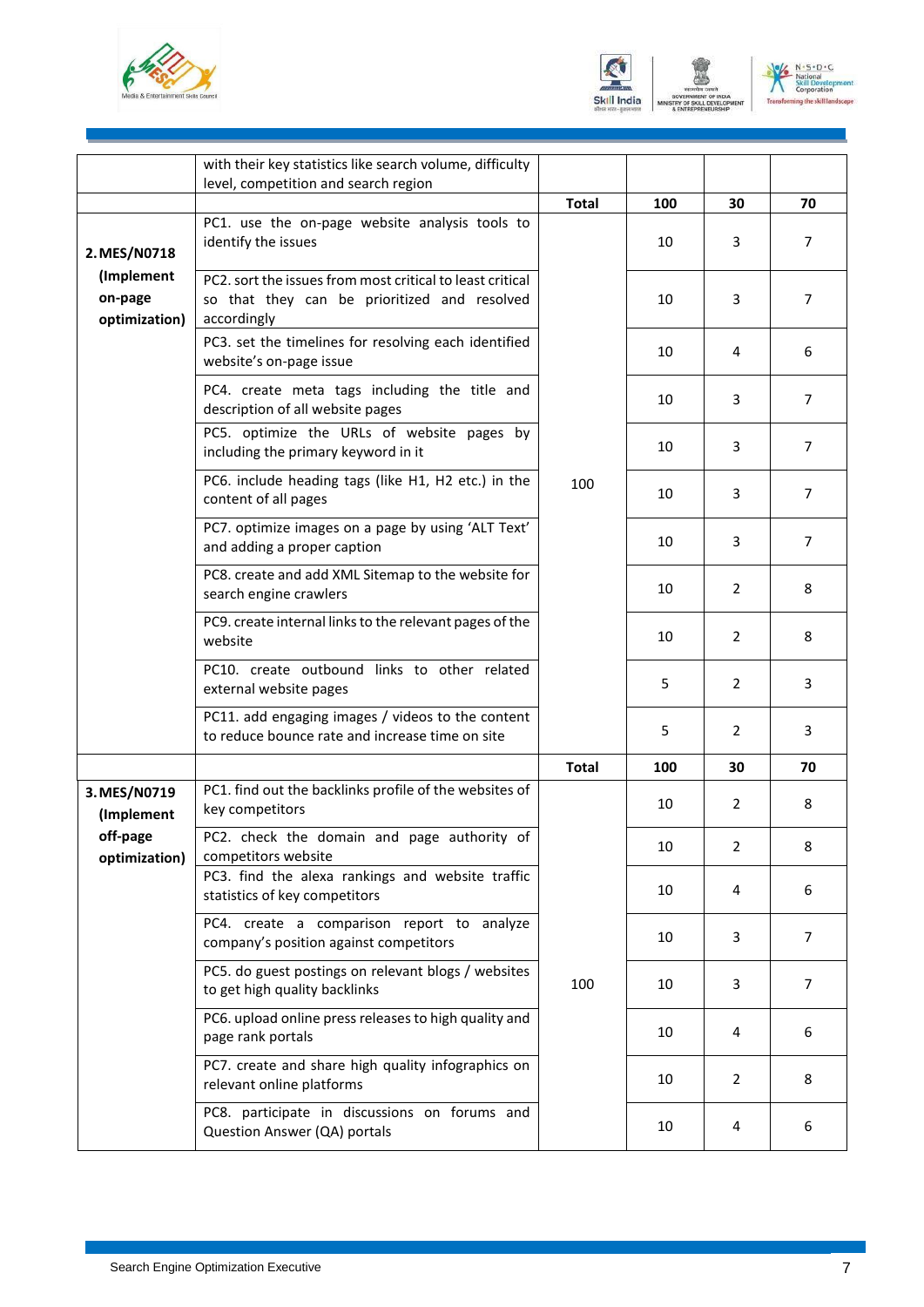| | | | | | |
|---|---|---|---|---|---|
| | with their key statistics like search volume, difficulty level, competition and search region | | | | |
| | | **Total** | **100** | **30** | **70** |
| **2. MES/N0718 (Implement on-page optimization)** | PC1. use the on-page website analysis tools to identify the issues | 100 | 10 | 3 | 7 |
| | PC2. sort the issues from most critical to least critical so that they can be prioritized and resolved accordingly | | 10 | 3 | 7 |
| | PC3. set the timelines for resolving each identified website's on-page issue | | 10 | 4 | 6 |
| | PC4. create meta tags including the title and description of all website pages | | 10 | 3 | 7 |
| | PC5. optimize the URLs of website pages by including the primary keyword in it | | 10 | 3 | 7 |
| | PC6. include heading tags (like H1, H2 etc.) in the content of all pages | | 10 | 3 | 7 |
| | PC7. optimize images on a page by using 'ALT Text' and adding a proper caption | | 10 | 3 | 7 |
| | PC8. create and add XML Sitemap to the website for search engine crawlers | | 10 | 2 | 8 |
| | PC9. create internal links to the relevant pages of the website | | 10 | 2 | 8 |
| | PC10. create outbound links to other related external website pages | | 5 | 2 | 3 |
| | PC11. add engaging images / videos to the content to reduce bounce rate and increase time on site | | 5 | 2 | 3 |
| | | **Total** | **100** | **30** | **70** |
| **3. MES/N0719 (Implement off-page optimization)** | PC1. find out the backlinks profile of the websites of key competitors | 100 | 10 | 2 | 8 |
| | PC2. check the domain and page authority of competitors website | | 10 | 2 | 8 |
| | PC3. find the alexa rankings and website traffic statistics of key competitors | | 10 | 4 | 6 |
| | PC4. create a comparison report to analyze company's position against competitors | | 10 | 3 | 7 |
| | PC5. do guest postings on relevant blogs / websites to get high quality backlinks | | 10 | 3 | 7 |
| | PC6. upload online press releases to high quality and page rank portals | | 10 | 4 | 6 |
| | PC7. create and share high quality infographics on relevant online platforms | | 10 | 2 | 8 |
| | PC8. participate in discussions on forums and Question Answer (QA) portals | | 10 | 4 | 6 |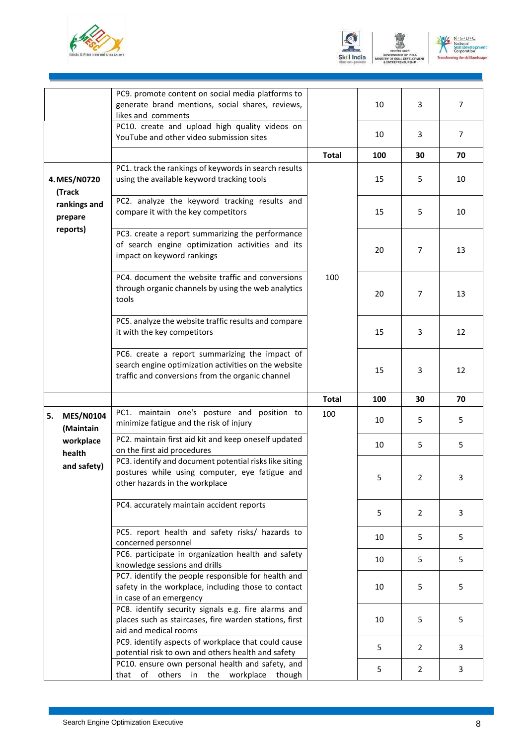| | | | | | |
|---|---|---|---|---|---|
| | PC9. promote content on social media platforms to generate brand mentions, social shares, reviews, likes and comments | | 10 | 3 | 7 |
| | PC10. create and upload high quality videos on YouTube and other video submission sites | | 10 | 3 | 7 |
| | | **Total** | **100** | **30** | **70** |
| **4. MES/N0720 (Track rankings and prepare reports)** | PC1. track the rankings of keywords in search results using the available keyword tracking tools | 100 | 15 | 5 | 10 |
| | PC2. analyze the keyword tracking results and compare it with the key competitors | | 15 | 5 | 10 |
| | PC3. create a report summarizing the performance of search engine optimization activities and its impact on keyword rankings | | 20 | 7 | 13 |
| | PC4. document the website traffic and conversions through organic channels by using the web analytics tools | | 20 | 7 | 13 |
| | PC5. analyze the website traffic results and compare it with the key competitors | | 15 | 3 | 12 |
| | PC6. create a report summarizing the impact of search engine optimization activities on the website traffic and conversions from the organic channel | | 15 | 3 | 12 |
| | | **Total** | **100** | **30** | **70** |
| **5. MES/N0104 (Maintain workplace health and safety)** | PC1. maintain one's posture and position to minimize fatigue and the risk of injury | 100 | 10 | 5 | 5 |
| | PC2. maintain first aid kit and keep oneself updated on the first aid procedures | | 10 | 5 | 5 |
| | PC3. identify and document potential risks like siting postures while using computer, eye fatigue and other hazards in the workplace | | 5 | 2 | 3 |
| | PC4. accurately maintain accident reports | | 5 | 2 | 3 |
| | PC5. report health and safety risks/ hazards to concerned personnel | | 10 | 5 | 5 |
| | PC6. participate in organization health and safety knowledge sessions and drills | | 10 | 5 | 5 |
| | PC7. identify the people responsible for health and safety in the workplace, including those to contact in case of an emergency | | 10 | 5 | 5 |
| | PC8. identify security signals e.g. fire alarms and places such as staircases, fire warden stations, first aid and medical rooms | | 10 | 5 | 5 |
| | PC9. identify aspects of workplace that could cause potential risk to own and others health and safety | | 5 | 2 | 3 |
| | PC10. ensure own personal health and safety, and that of others in the workplace though | | 5 | 2 | 3 |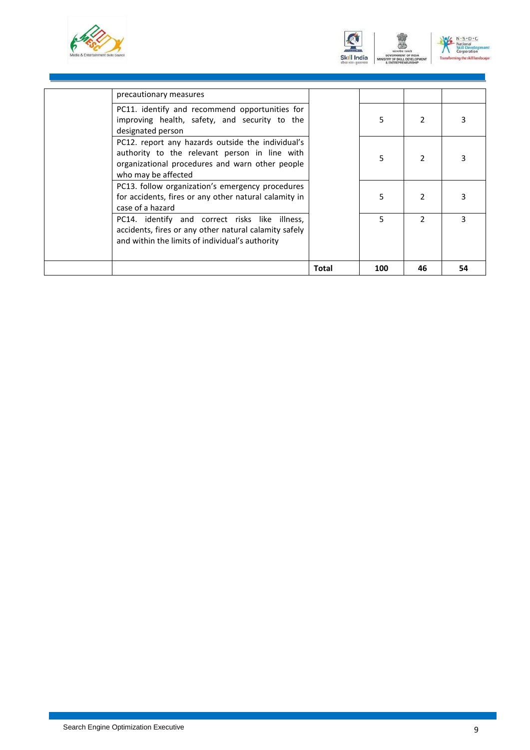| | | | | | |
|---|---|---|---|---|---|
| | precautionary measures | | | | |
| | PC11. identify and recommend opportunities for improving health, safety, and security to the designated person | | 5 | 2 | 3 |
| | PC12. report any hazards outside the individual's authority to the relevant person in line with organizational procedures and warn other people who may be affected | | 5 | 2 | 3 |
| | PC13. follow organization's emergency procedures for accidents, fires or any other natural calamity in case of a hazard | | 5 | 2 | 3 |
| | PC14. identify and correct risks like illness, accidents, fires or any other natural calamity safely and within the limits of individual's authority | | 5 | 2 | 3 |
| | | **Total** | **100** | **46** | **54** |